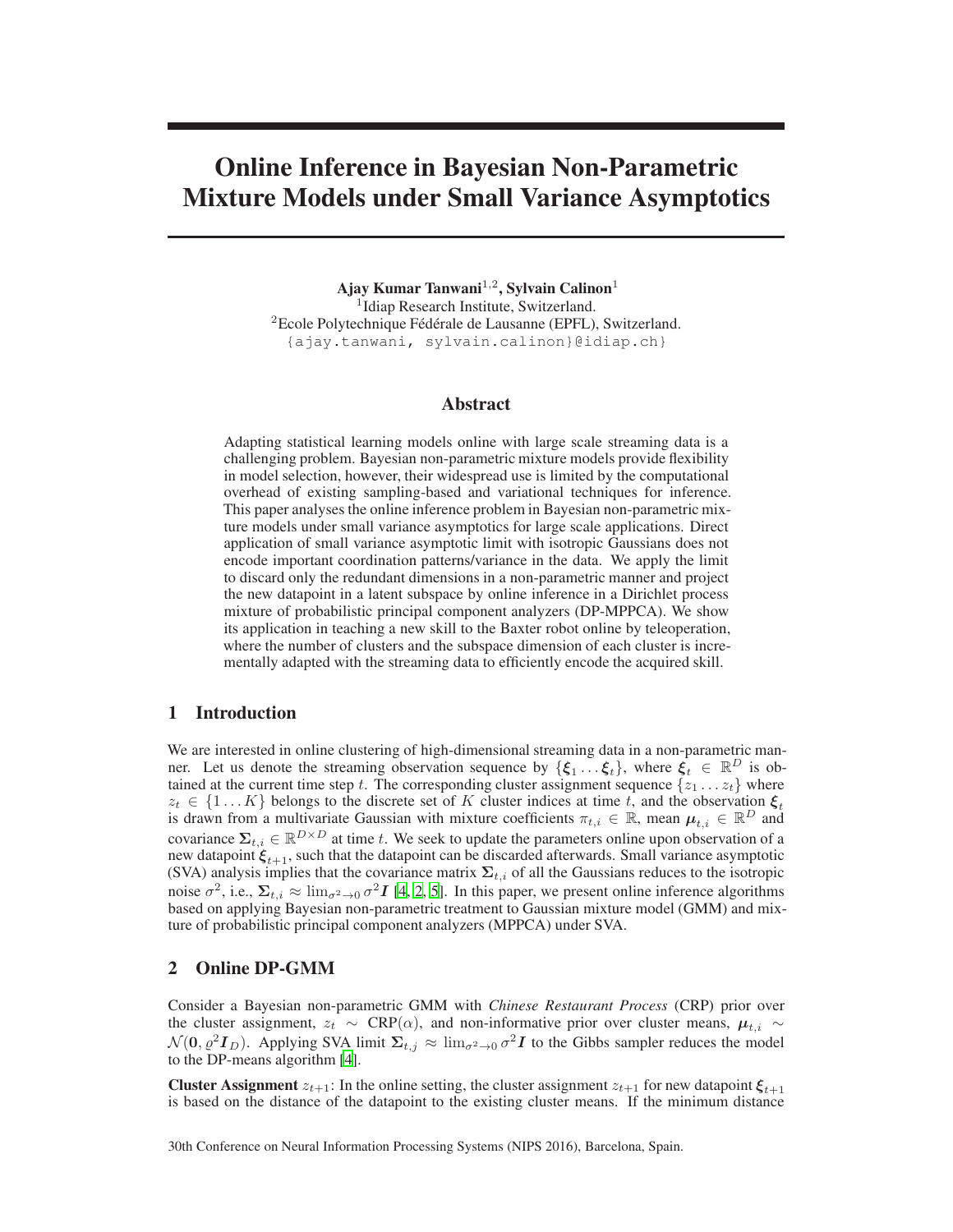# Online Inference in Bayesian Non-Parametric Mixture Models under Small Variance Asymptotics

**Ajay Kumar Tanwani**[1,2]**, Sylvain Calinon**[1]

[1]Idiap Research Institute, Switzerland.
[2]Ecole Polytechnique Fédérale de Lausanne (EPFL), Switzerland.
{ajay.tanwani, sylvain.calinon}@idiap.ch

## Abstract

Adapting statistical learning models online with large scale streaming data is a challenging problem. Bayesian non-parametric mixture models provide flexibility in model selection, however, their widespread use is limited by the computational overhead of existing sampling-based and variational techniques for inference. This paper analyses the online inference problem in Bayesian non-parametric mixture models under small variance asymptotics for large scale applications. Direct application of small variance asymptotic limit with isotropic Gaussians does not encode important coordination patterns/variance in the data. We apply the limit to discard only the redundant dimensions in a non-parametric manner and project the new datapoint in a latent subspace by online inference in a Dirichlet process mixture of probabilistic principal component analyzers (DP-MPPCA). We show its application in teaching a new skill to the Baxter robot online by teleoperation, where the number of clusters and the subspace dimension of each cluster is incrementally adapted with the streaming data to efficiently encode the acquired skill.

## 1 Introduction

We are interested in online clustering of high-dimensional streaming data in a non-parametric manner. Let us denote the streaming observation sequence by $\{\boldsymbol{\xi}_1 \dots \boldsymbol{\xi}_t\}$, where $\boldsymbol{\xi}_t \in \mathbb{R}^D$ is obtained at the current time step $t$. The corresponding cluster assignment sequence $\{z_1 \dots z_t\}$ where $z_t \in \{1 \dots K\}$ belongs to the discrete set of $K$ cluster indices at time $t$, and the observation $\boldsymbol{\xi}_t$ is drawn from a multivariate Gaussian with mixture coefficients $\pi_{t,i} \in \mathbb{R}$, mean $\boldsymbol{\mu}_{t,i} \in \mathbb{R}^D$ and covariance $\boldsymbol{\Sigma}_{t,i} \in \mathbb{R}^{D \times D}$ at time $t$. We seek to update the parameters online upon observation of a new datapoint $\boldsymbol{\xi}_{t+1}$, such that the datapoint can be discarded afterwards. Small variance asymptotic (SVA) analysis implies that the covariance matrix $\boldsymbol{\Sigma}_{t,i}$ of all the Gaussians reduces to the isotropic noise $\sigma^2$, i.e., $\boldsymbol{\Sigma}_{t,i} \approx \lim_{\sigma^2 \to 0} \sigma^2 \boldsymbol{I}$ [4, 2, 5]. In this paper, we present online inference algorithms based on applying Bayesian non-parametric treatment to Gaussian mixture model (GMM) and mixture of probabilistic principal component analyzers (MPPCA) under SVA.

## 2 Online DP-GMM

Consider a Bayesian non-parametric GMM with *Chinese Restaurant Process* (CRP) prior over the cluster assignment, $z_t \sim \text{CRP}(\alpha)$, and non-informative prior over cluster means, $\boldsymbol{\mu}_{t,i} \sim \mathcal{N}(\boldsymbol{0}, \varrho^2 \boldsymbol{I}_D)$. Applying SVA limit $\boldsymbol{\Sigma}_{t,j} \approx \lim_{\sigma^2 \to 0} \sigma^2 \boldsymbol{I}$ to the Gibbs sampler reduces the model to the DP-means algorithm [4].

**Cluster Assignment** $z_{t+1}$: In the online setting, the cluster assignment $z_{t+1}$ for new datapoint $\boldsymbol{\xi}_{t+1}$ is based on the distance of the datapoint to the existing cluster means. If the minimum distance

30th Conference on Neural Information Processing Systems (NIPS 2016), Barcelona, Spain.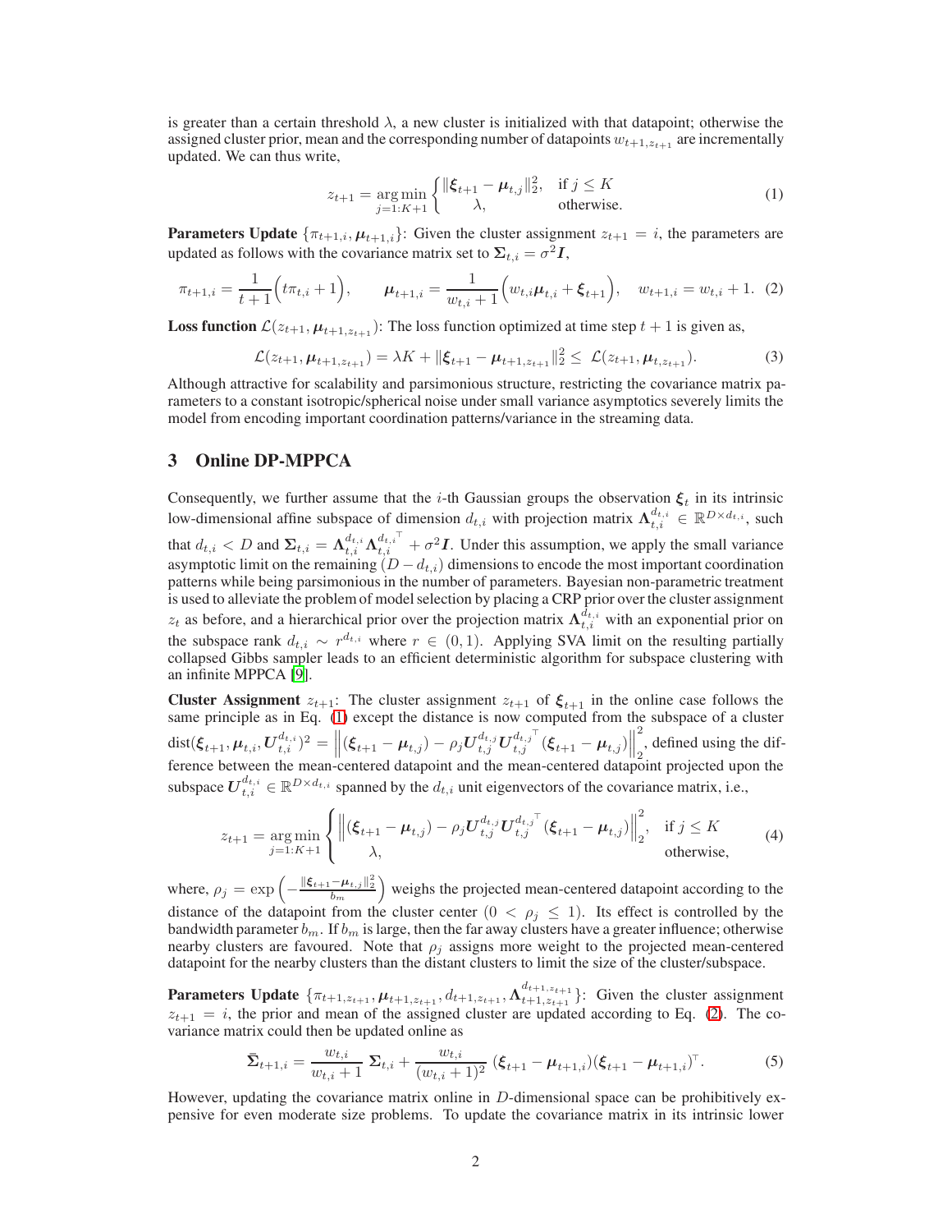is greater than a certain threshold $\lambda$, a new cluster is initialized with that datapoint; otherwise the assigned cluster prior, mean and the corresponding number of datapoints $w_{t+1,z_{t+1}}$ are incrementally updated. We can thus write,

$$z_{t+1} = \underset{j=1:K+1}{\arg\min} \begin{cases} \|\boldsymbol{\xi}_{t+1} - \boldsymbol{\mu}_{t,j}\|_2^2, & \text{if } j \leq K \\ \lambda, & \text{otherwise.} \end{cases} \tag{1}$$

**Parameters Update** $\{\pi_{t+1,i}, \boldsymbol{\mu}_{t+1,i}\}$: Given the cluster assignment $z_{t+1} = i$, the parameters are updated as follows with the covariance matrix set to $\boldsymbol{\Sigma}_{t,i} = \sigma^2 \boldsymbol{I}$,

$$\pi_{t+1,i} = \frac{1}{t+1}\Big(t\pi_{t,i} + 1\Big), \qquad \boldsymbol{\mu}_{t+1,i} = \frac{1}{w_{t,i}+1}\Big(w_{t,i}\boldsymbol{\mu}_{t,i} + \boldsymbol{\xi}_{t+1}\Big), \quad w_{t+1,i} = w_{t,i} + 1. \tag{2}$$

**Loss function** $\mathcal{L}(z_{t+1}, \boldsymbol{\mu}_{t+1,z_{t+1}})$: The loss function optimized at time step $t+1$ is given as,

$$\mathcal{L}(z_{t+1}, \boldsymbol{\mu}_{t+1,z_{t+1}}) = \lambda K + \|\boldsymbol{\xi}_{t+1} - \boldsymbol{\mu}_{t+1,z_{t+1}}\|_2^2 \leq \mathcal{L}(z_{t+1}, \boldsymbol{\mu}_{t,z_{t+1}}). \tag{3}$$

Although attractive for scalability and parsimonious structure, restricting the covariance matrix parameters to a constant isotropic/spherical noise under small variance asymptotics severely limits the model from encoding important coordination patterns/variance in the streaming data.

## 3 Online DP-MPPCA

Consequently, we further assume that the $i$-th Gaussian groups the observation $\boldsymbol{\xi}_t$ in its intrinsic low-dimensional affine subspace of dimension $d_{t,i}$ with projection matrix $\boldsymbol{\Lambda}_{t,i}^{d_{t,i}} \in \mathbb{R}^{D \times d_{t,i}}$, such that $d_{t,i} < D$ and $\boldsymbol{\Sigma}_{t,i} = \boldsymbol{\Lambda}_{t,i}^{d_{t,i}} \boldsymbol{\Lambda}_{t,i}^{d_{t,i}\top} + \sigma^2 \boldsymbol{I}$. Under this assumption, we apply the small variance asymptotic limit on the remaining $(D - d_{t,i})$ dimensions to encode the most important coordination patterns while being parsimonious in the number of parameters. Bayesian non-parametric treatment is used to alleviate the problem of model selection by placing a CRP prior over the cluster assignment $z_t$ as before, and a hierarchical prior over the projection matrix $\boldsymbol{\Lambda}_{t,i}^{d_{t,i}}$ with an exponential prior on the subspace rank $d_{t,i} \sim r^{d_{t,i}}$ where $r \in (0,1)$. Applying SVA limit on the resulting partially collapsed Gibbs sampler leads to an efficient deterministic algorithm for subspace clustering with an infinite MPPCA [9].

**Cluster Assignment** $z_{t+1}$: The cluster assignment $z_{t+1}$ of $\boldsymbol{\xi}_{t+1}$ in the online case follows the same principle as in Eq. (1) except the distance is now computed from the subspace of a cluster $\text{dist}(\boldsymbol{\xi}_{t+1}, \boldsymbol{\mu}_{t,i}, \boldsymbol{U}_{t,i}^{d_{t,i}})^2 = \left\|(\boldsymbol{\xi}_{t+1} - \boldsymbol{\mu}_{t,j}) - \rho_j \boldsymbol{U}_{t,j}^{d_{t,j}} \boldsymbol{U}_{t,j}^{d_{t,j}\top} (\boldsymbol{\xi}_{t+1} - \boldsymbol{\mu}_{t,j})\right\|_2^2$, defined using the difference between the mean-centered datapoint and the mean-centered datapoint projected upon the subspace $\boldsymbol{U}_{t,i}^{d_{t,i}} \in \mathbb{R}^{D \times d_{t,i}}$ spanned by the $d_{t,i}$ unit eigenvectors of the covariance matrix, i.e.,

$$z_{t+1} = \underset{j=1:K+1}{\arg\min} \begin{cases} \left\|(\boldsymbol{\xi}_{t+1} - \boldsymbol{\mu}_{t,j}) - \rho_j \boldsymbol{U}_{t,j}^{d_{t,j}} \boldsymbol{U}_{t,j}^{d_{t,j}\top} (\boldsymbol{\xi}_{t+1} - \boldsymbol{\mu}_{t,j})\right\|_2^2, & \text{if } j \leq K \\ \lambda, & \text{otherwise,} \end{cases} \tag{4}$$

where, $\rho_j = \exp\left(-\frac{\|\boldsymbol{\xi}_{t+1} - \boldsymbol{\mu}_{t,j}\|_2^2}{b_m}\right)$ weighs the projected mean-centered datapoint according to the distance of the datapoint from the cluster center ($0 < \rho_j \leq 1$). Its effect is controlled by the bandwidth parameter $b_m$. If $b_m$ is large, then the far away clusters have a greater influence; otherwise nearby clusters are favoured. Note that $\rho_j$ assigns more weight to the projected mean-centered datapoint for the nearby clusters than the distant clusters to limit the size of the cluster/subspace.

**Parameters Update** $\{\pi_{t+1,z_{t+1}}, \boldsymbol{\mu}_{t+1,z_{t+1}}, d_{t+1,z_{t+1}}, \boldsymbol{\Lambda}_{t+1,z_{t+1}}^{d_{t+1,z_{t+1}}}\}$: Given the cluster assignment $z_{t+1} = i$, the prior and mean of the assigned cluster are updated according to Eq. (2). The covariance matrix could then be updated online as

$$\bar{\boldsymbol{\Sigma}}_{t+1,i} = \frac{w_{t,i}}{w_{t,i}+1}\,\boldsymbol{\Sigma}_{t,i} + \frac{w_{t,i}}{(w_{t,i}+1)^2}\,(\boldsymbol{\xi}_{t+1} - \boldsymbol{\mu}_{t+1,i})(\boldsymbol{\xi}_{t+1} - \boldsymbol{\mu}_{t+1,i})^\top. \tag{5}$$

However, updating the covariance matrix online in $D$-dimensional space can be prohibitively expensive for even moderate size problems. To update the covariance matrix in its intrinsic lower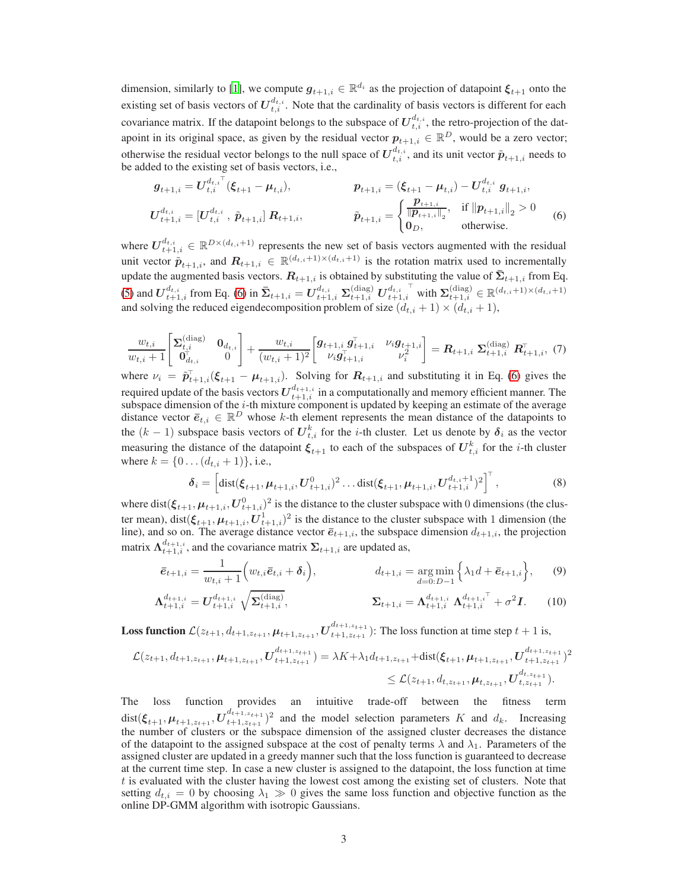dimension, similarly to [1], we compute $\boldsymbol{g}_{t+1,i} \in \mathbb{R}^{d_i}$ as the projection of datapoint $\boldsymbol{\xi}_{t+1}$ onto the existing set of basis vectors of $\boldsymbol{U}_{t,i}^{d_{t,i}}$. Note that the cardinality of basis vectors is different for each covariance matrix. If the datapoint belongs to the subspace of $\boldsymbol{U}_{t,i}^{d_{t,i}}$, the retro-projection of the datapoint in its original space, as given by the residual vector $\boldsymbol{p}_{t+1,i} \in \mathbb{R}^D$, would be a zero vector; otherwise the residual vector belongs to the null space of $\boldsymbol{U}_{t,i}^{d_{t,i}}$, and its unit vector $\tilde{\boldsymbol{p}}_{t+1,i}$ needs to be added to the existing set of basis vectors, i.e.,

$$
\boldsymbol{g}_{t+1,i} = \boldsymbol{U}_{t,i}^{d_{t,i}\top}(\boldsymbol{\xi}_{t+1} - \boldsymbol{\mu}_{t,i}), \qquad \boldsymbol{p}_{t+1,i} = (\boldsymbol{\xi}_{t+1} - \boldsymbol{\mu}_{t,i}) - \boldsymbol{U}_{t,i}^{d_{t,i}}\, \boldsymbol{g}_{t+1,i},
$$

$$
\boldsymbol{U}_{t+1,i}^{d_{t,i}} = [\boldsymbol{U}_{t,i}^{d_{t,i}}\ ,\ \tilde{\boldsymbol{p}}_{t+1,i}]\, \boldsymbol{R}_{t+1,i}, \qquad \tilde{\boldsymbol{p}}_{t+1,i} = \begin{cases} \dfrac{\boldsymbol{p}_{t+1,i}}{\|\boldsymbol{p}_{t+1,i}\|_2}, & \text{if } \|\boldsymbol{p}_{t+1,i}\|_2 > 0 \\ \boldsymbol{0}_D, & \text{otherwise.} \end{cases} \tag{6}
$$

where $\boldsymbol{U}_{t+1,i}^{d_{t,i}} \in \mathbb{R}^{D\times(d_{t,i}+1)}$ represents the new set of basis vectors augmented with the residual unit vector $\tilde{\boldsymbol{p}}_{t+1,i}$, and $\boldsymbol{R}_{t+1,i} \in \mathbb{R}^{(d_{t,i}+1)\times(d_{t,i}+1)}$ is the rotation matrix used to incrementally update the augmented basis vectors. $\boldsymbol{R}_{t+1,i}$ is obtained by substituting the value of $\bar{\boldsymbol{\Sigma}}_{t+1,i}$ from Eq. (5) and $\boldsymbol{U}_{t+1,i}^{d_{t,i}}$ from Eq. (6) in $\bar{\boldsymbol{\Sigma}}_{t+1,i} = \boldsymbol{U}_{t+1,i}^{d_{t,i}}\, \boldsymbol{\Sigma}_{t+1,i}^{(\mathrm{diag})}\, \boldsymbol{U}_{t+1,i}^{d_{t,i}\top}$ with $\boldsymbol{\Sigma}_{t+1,i}^{(\mathrm{diag})} \in \mathbb{R}^{(d_{t,i}+1)\times(d_{t,i}+1)}$ and solving the reduced eigendecomposition problem of size $(d_{t,i}+1)\times(d_{t,i}+1)$,

$$
\frac{w_{t,i}}{w_{t,i}+1}\begin{bmatrix} \boldsymbol{\Sigma}_{t,i}^{(\mathrm{diag})} & \boldsymbol{0}_{d_{t,i}} \\ \boldsymbol{0}_{d_{t,i}}^{\top} & 0 \end{bmatrix} + \frac{w_{t,i}}{(w_{t,i}+1)^2}\begin{bmatrix} \boldsymbol{g}_{t+1,i}\,\boldsymbol{g}_{t+1,i}^{\top} & \nu_i \boldsymbol{g}_{t+1,i} \\ \nu_i \boldsymbol{g}_{t+1,i}^{\top} & \nu_i^2 \end{bmatrix} = \boldsymbol{R}_{t+1,i}\, \boldsymbol{\Sigma}_{t+1,i}^{(\mathrm{diag})}\, \boldsymbol{R}_{t+1,i}^{\top}, \tag{7}
$$

where $\nu_i = \tilde{\boldsymbol{p}}_{t+1,i}^{\top}(\boldsymbol{\xi}_{t+1} - \boldsymbol{\mu}_{t+1,i})$. Solving for $\boldsymbol{R}_{t+1,i}$ and substituting it in Eq. (6) gives the required update of the basis vectors $\boldsymbol{U}_{t+1,i}^{d_{t+1,i}}$ in a computationally and memory efficient manner. The subspace dimension of the $i$-th mixture component is updated by keeping an estimate of the average distance vector $\bar{\boldsymbol{e}}_{t,i} \in \mathbb{R}^D$ whose $k$-th element represents the mean distance of the datapoints to the $(k-1)$ subspace basis vectors of $\boldsymbol{U}_{t,i}^{k}$ for the $i$-th cluster. Let us denote by $\boldsymbol{\delta}_i$ as the vector measuring the distance of the datapoint $\boldsymbol{\xi}_{t+1}$ to each of the subspaces of $\boldsymbol{U}_{t,i}^{k}$ for the $i$-th cluster where $k = \{0 \ldots (d_{t,i}+1)\}$, i.e.,

$$
\boldsymbol{\delta}_i = \left[\mathrm{dist}(\boldsymbol{\xi}_{t+1}, \boldsymbol{\mu}_{t+1,i}, \boldsymbol{U}_{t+1,i}^{0})^2 \ldots \mathrm{dist}(\boldsymbol{\xi}_{t+1}, \boldsymbol{\mu}_{t+1,i}, \boldsymbol{U}_{t+1,i}^{d_{t,i}+1})^2\right]^{\top}, \tag{8}
$$

where $\mathrm{dist}(\boldsymbol{\xi}_{t+1}, \boldsymbol{\mu}_{t+1,i}, \boldsymbol{U}_{t+1,i}^{0})^2$ is the distance to the cluster subspace with 0 dimensions (the cluster mean), $\mathrm{dist}(\boldsymbol{\xi}_{t+1}, \boldsymbol{\mu}_{t+1,i}, \boldsymbol{U}_{t+1,i}^{1})^2$ is the distance to the cluster subspace with 1 dimension (the line), and so on. The average distance vector $\bar{\boldsymbol{e}}_{t+1,i}$, the subspace dimension $d_{t+1,i}$, the projection matrix $\boldsymbol{\Lambda}_{t+1,i}^{d_{t+1,i}}$, and the covariance matrix $\boldsymbol{\Sigma}_{t+1,i}$ are updated as,

$$
\bar{\boldsymbol{e}}_{t+1,i} = \frac{1}{w_{t,i}+1}\Big(w_{t,i}\bar{\boldsymbol{e}}_{t,i} + \boldsymbol{\delta}_i\Big), \qquad d_{t+1,i} = \underset{d=0:D-1}{\arg\min}\Big\{\lambda_1 d + \bar{\boldsymbol{e}}_{t+1,i}\Big\}, \tag{9}
$$

$$
\boldsymbol{\Lambda}_{t+1,i}^{d_{t+1,i}} = \boldsymbol{U}_{t+1,i}^{d_{t+1,i}}\sqrt{\boldsymbol{\Sigma}_{t+1,i}^{(\mathrm{diag})}}, \qquad \boldsymbol{\Sigma}_{t+1,i} = \boldsymbol{\Lambda}_{t+1,i}^{d_{t+1,i}}\, \boldsymbol{\Lambda}_{t+1,i}^{d_{t+1,i}\top} + \sigma^2 \boldsymbol{I}. \tag{10}
$$

**Loss function** $\mathcal{L}(z_{t+1}, d_{t+1,z_{t+1}}, \boldsymbol{\mu}_{t+1,z_{t+1}}, \boldsymbol{U}_{t+1,z_{t+1}}^{d_{t+1,z_{t+1}}})$: The loss function at time step $t+1$ is,

$$
\mathcal{L}(z_{t+1}, d_{t+1,z_{t+1}}, \boldsymbol{\mu}_{t+1,z_{t+1}}, \boldsymbol{U}_{t+1,z_{t+1}}^{d_{t+1,z_{t+1}}}) = \lambda K + \lambda_1 d_{t+1,z_{t+1}} + \mathrm{dist}(\boldsymbol{\xi}_{t+1}, \boldsymbol{\mu}_{t+1,z_{t+1}}, \boldsymbol{U}_{t+1,z_{t+1}}^{d_{t+1,z_{t+1}}})^2
$$
$$
\leq \mathcal{L}(z_{t+1}, d_{t,z_{t+1}}, \boldsymbol{\mu}_{t,z_{t+1}}, \boldsymbol{U}_{t,z_{t+1}}^{d_{t,z_{t+1}}}).
$$

The loss function provides an intuitive trade-off between the fitness term $\mathrm{dist}(\boldsymbol{\xi}_{t+1}, \boldsymbol{\mu}_{t+1,z_{t+1}}, \boldsymbol{U}_{t+1,z_{t+1}}^{d_{t+1,z_{t+1}}})^2$ and the model selection parameters $K$ and $d_k$. Increasing the number of clusters or the subspace dimension of the assigned cluster decreases the distance of the datapoint to the assigned subspace at the cost of penalty terms $\lambda$ and $\lambda_1$. Parameters of the assigned cluster are updated in a greedy manner such that the loss function is guaranteed to decrease at the current time step. In case a new cluster is assigned to the datapoint, the loss function at time $t$ is evaluated with the cluster having the lowest cost among the existing set of clusters. Note that setting $d_{t,i} = 0$ by choosing $\lambda_1 \gg 0$ gives the same loss function and objective function as the online DP-GMM algorithm with isotropic Gaussians.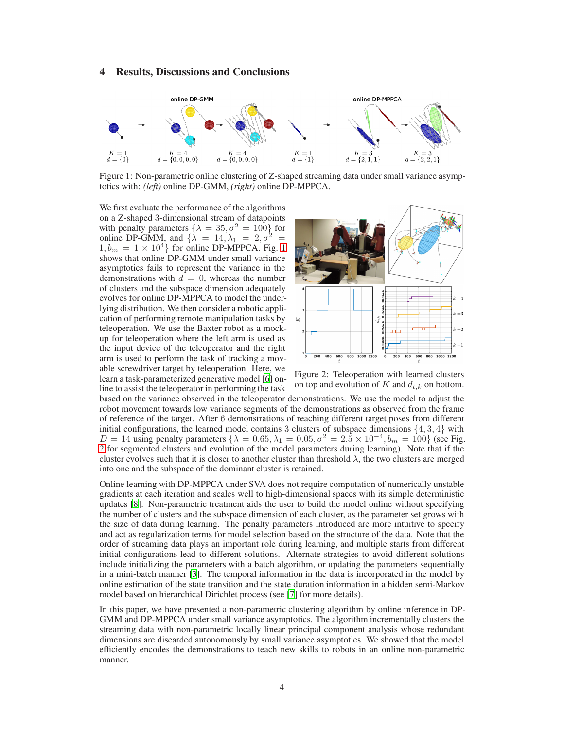## 4 Results, Discussions and Conclusions

Figure 1: Non-parametric online clustering of Z-shaped streaming data under small variance asymptotics with: *(left)* online DP-GMM, *(right)* online DP-MPPCA.

We first evaluate the performance of the algorithms on a Z-shaped 3-dimensional stream of datapoints with penalty parameters $\{\lambda = 35, \sigma^2 = 100\}$ for online DP-GMM, and $\{\lambda = 14, \lambda_1 = 2, \sigma^2 = 1, b_m = 1 \times 10^4\}$ for online DP-MPPCA. Fig. 1 shows that online DP-GMM under small variance asymptotics fails to represent the variance in the demonstrations with $d = 0$, whereas the number of clusters and the subspace dimension adequately evolves for online DP-MPPCA to model the underlying distribution. We then consider a robotic application of performing remote manipulation tasks by teleoperation. We use the Baxter robot as a mock-up for teleoperation where the left arm is used as the input device of the teleoperator and the right arm is used to perform the task of tracking a movable screwdriver target by teleoperation. Here, we learn a task-parameterized generative model [6] online to assist the teleoperator in performing the task based on the variance observed in the teleoperator demonstrations. We use the model to adjust the robot movement towards low variance segments of the demonstrations as observed from the frame of reference of the target. After 6 demonstrations of reaching different target poses from different initial configurations, the learned model contains 3 clusters of subspace dimensions $\{4, 3, 4\}$ with $D = 14$ using penalty parameters $\{\lambda = 0.65, \lambda_1 = 0.05, \sigma^2 = 2.5 \times 10^{-4}, b_m = 100\}$ (see Fig. 2 for segmented clusters and evolution of the model parameters during learning). Note that if the cluster evolves such that it is closer to another cluster than threshold $\lambda$, the two clusters are merged into one and the subspace of the dominant cluster is retained.

Figure 2: Teleoperation with learned clusters on top and evolution of $K$ and $d_{t,k}$ on bottom.

Online learning with DP-MPPCA under SVA does not require computation of numerically unstable gradients at each iteration and scales well to high-dimensional spaces with its simple deterministic updates [8]. Non-parametric treatment aids the user to build the model online without specifying the number of clusters and the subspace dimension of each cluster, as the parameter set grows with the size of data during learning. The penalty parameters introduced are more intuitive to specify and act as regularization terms for model selection based on the structure of the data. Note that the order of streaming data plays an important role during learning, and multiple starts from different initial configurations lead to different solutions. Alternate strategies to avoid different solutions include initializing the parameters with a batch algorithm, or updating the parameters sequentially in a mini-batch manner [3]. The temporal information in the data is incorporated in the model by online estimation of the state transition and the state duration information in a hidden semi-Markov model based on hierarchical Dirichlet process (see [7] for more details).

In this paper, we have presented a non-parametric clustering algorithm by online inference in DP-GMM and DP-MPPCA under small variance asymptotics. The algorithm incrementally clusters the streaming data with non-parametric locally linear principal component analysis whose redundant dimensions are discarded autonomously by small variance asymptotics. We showed that the model efficiently encodes the demonstrations to teach new skills to robots in an online non-parametric manner.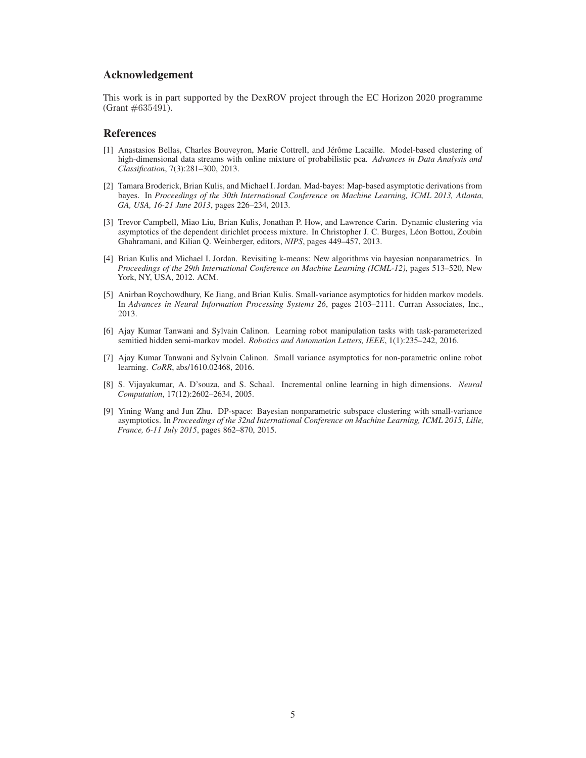## Acknowledgement

This work is in part supported by the DexROV project through the EC Horizon 2020 programme (Grant $\#635491$).

## References

[1] Anastasios Bellas, Charles Bouveyron, Marie Cottrell, and Jérôme Lacaille. Model-based clustering of high-dimensional data streams with online mixture of probabilistic pca. *Advances in Data Analysis and Classification*, 7(3):281–300, 2013.

[2] Tamara Broderick, Brian Kulis, and Michael I. Jordan. Mad-bayes: Map-based asymptotic derivations from bayes. In *Proceedings of the 30th International Conference on Machine Learning, ICML 2013, Atlanta, GA, USA, 16-21 June 2013*, pages 226–234, 2013.

[3] Trevor Campbell, Miao Liu, Brian Kulis, Jonathan P. How, and Lawrence Carin. Dynamic clustering via asymptotics of the dependent dirichlet process mixture. In Christopher J. C. Burges, Léon Bottou, Zoubin Ghahramani, and Kilian Q. Weinberger, editors, *NIPS*, pages 449–457, 2013.

[4] Brian Kulis and Michael I. Jordan. Revisiting k-means: New algorithms via bayesian nonparametrics. In *Proceedings of the 29th International Conference on Machine Learning (ICML-12)*, pages 513–520, New York, NY, USA, 2012. ACM.

[5] Anirban Roychowdhury, Ke Jiang, and Brian Kulis. Small-variance asymptotics for hidden markov models. In *Advances in Neural Information Processing Systems 26*, pages 2103–2111. Curran Associates, Inc., 2013.

[6] Ajay Kumar Tanwani and Sylvain Calinon. Learning robot manipulation tasks with task-parameterized semitied hidden semi-markov model. *Robotics and Automation Letters, IEEE*, 1(1):235–242, 2016.

[7] Ajay Kumar Tanwani and Sylvain Calinon. Small variance asymptotics for non-parametric online robot learning. *CoRR*, abs/1610.02468, 2016.

[8] S. Vijayakumar, A. D'souza, and S. Schaal. Incremental online learning in high dimensions. *Neural Computation*, 17(12):2602–2634, 2005.

[9] Yining Wang and Jun Zhu. DP-space: Bayesian nonparametric subspace clustering with small-variance asymptotics. In *Proceedings of the 32nd International Conference on Machine Learning, ICML 2015, Lille, France, 6-11 July 2015*, pages 862–870, 2015.